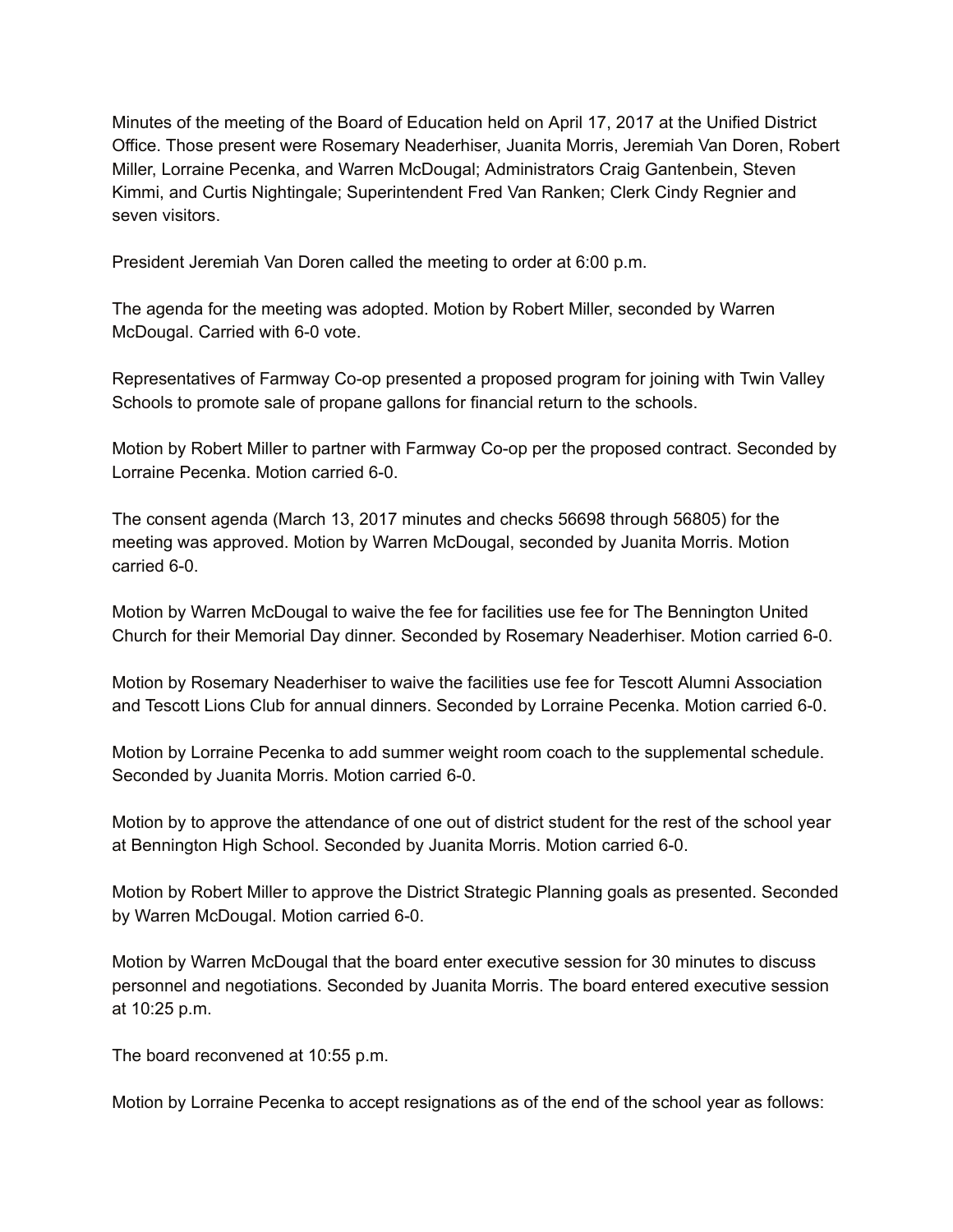Minutes of the meeting of the Board of Education held on April 17, 2017 at the Unified District Office. Those present were Rosemary Neaderhiser, Juanita Morris, Jeremiah Van Doren, Robert Miller, Lorraine Pecenka, and Warren McDougal; Administrators Craig Gantenbein, Steven Kimmi, and Curtis Nightingale; Superintendent Fred Van Ranken; Clerk Cindy Regnier and seven visitors.

President Jeremiah Van Doren called the meeting to order at 6:00 p.m.

The agenda for the meeting was adopted. Motion by Robert Miller, seconded by Warren McDougal. Carried with 6-0 vote.

Representatives of Farmway Co-op presented a proposed program for joining with Twin Valley Schools to promote sale of propane gallons for financial return to the schools.

Motion by Robert Miller to partner with Farmway Co-op per the proposed contract. Seconded by Lorraine Pecenka. Motion carried 6-0.

The consent agenda (March 13, 2017 minutes and checks 56698 through 56805) for the meeting was approved. Motion by Warren McDougal, seconded by Juanita Morris. Motion carried 6-0.

Motion by Warren McDougal to waive the fee for facilities use fee for The Bennington United Church for their Memorial Day dinner. Seconded by Rosemary Neaderhiser. Motion carried 6-0.

Motion by Rosemary Neaderhiser to waive the facilities use fee for Tescott Alumni Association and Tescott Lions Club for annual dinners. Seconded by Lorraine Pecenka. Motion carried 6-0.

Motion by Lorraine Pecenka to add summer weight room coach to the supplemental schedule. Seconded by Juanita Morris. Motion carried 6-0.

Motion by to approve the attendance of one out of district student for the rest of the school year at Bennington High School. Seconded by Juanita Morris. Motion carried 6-0.

Motion by Robert Miller to approve the District Strategic Planning goals as presented. Seconded by Warren McDougal. Motion carried 6-0.

Motion by Warren McDougal that the board enter executive session for 30 minutes to discuss personnel and negotiations. Seconded by Juanita Morris. The board entered executive session at 10:25 p.m.

The board reconvened at 10:55 p.m.

Motion by Lorraine Pecenka to accept resignations as of the end of the school year as follows: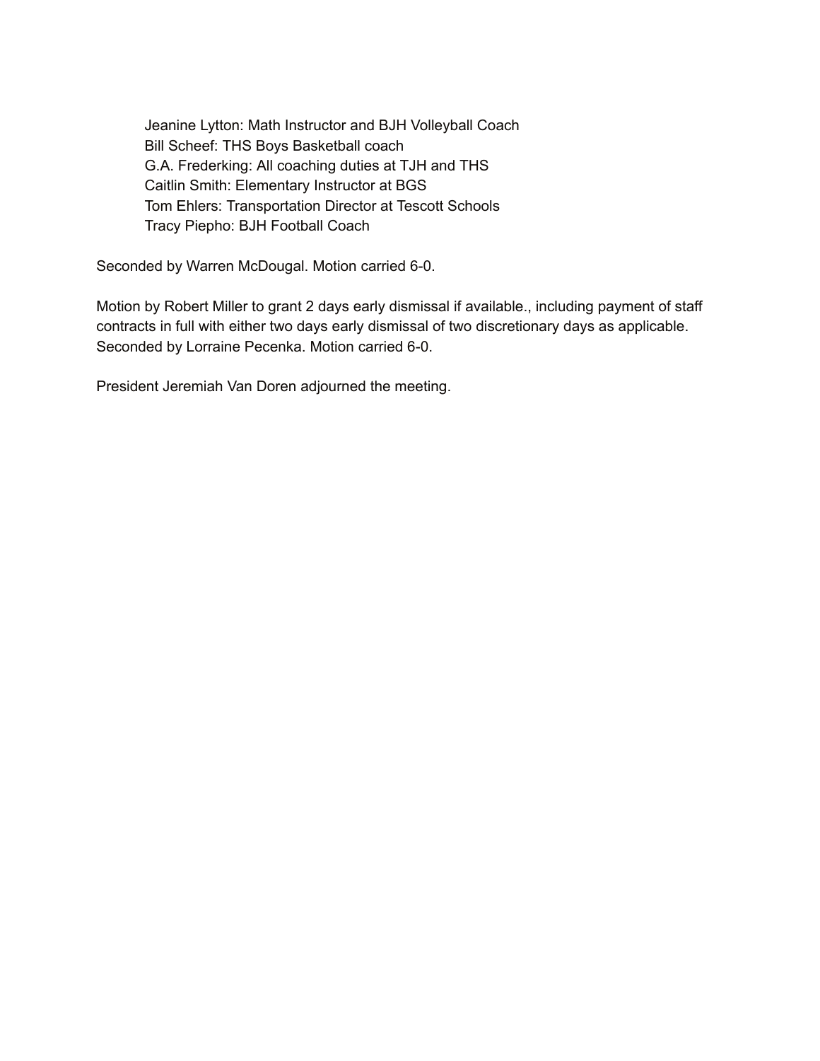Jeanine Lytton: Math Instructor and BJH Volleyball Coach
Bill Scheef: THS Boys Basketball coach
G.A. Frederking: All coaching duties at TJH and THS
Caitlin Smith: Elementary Instructor at BGS
Tom Ehlers: Transportation Director at Tescott Schools
Tracy Piepho: BJH Football Coach

Seconded by Warren McDougal. Motion carried 6-0.

Motion by Robert Miller to grant 2 days early dismissal if available., including payment of staff contracts in full with either two days early dismissal of two discretionary days as applicable. Seconded by Lorraine Pecenka. Motion carried 6-0.

President Jeremiah Van Doren adjourned the meeting.